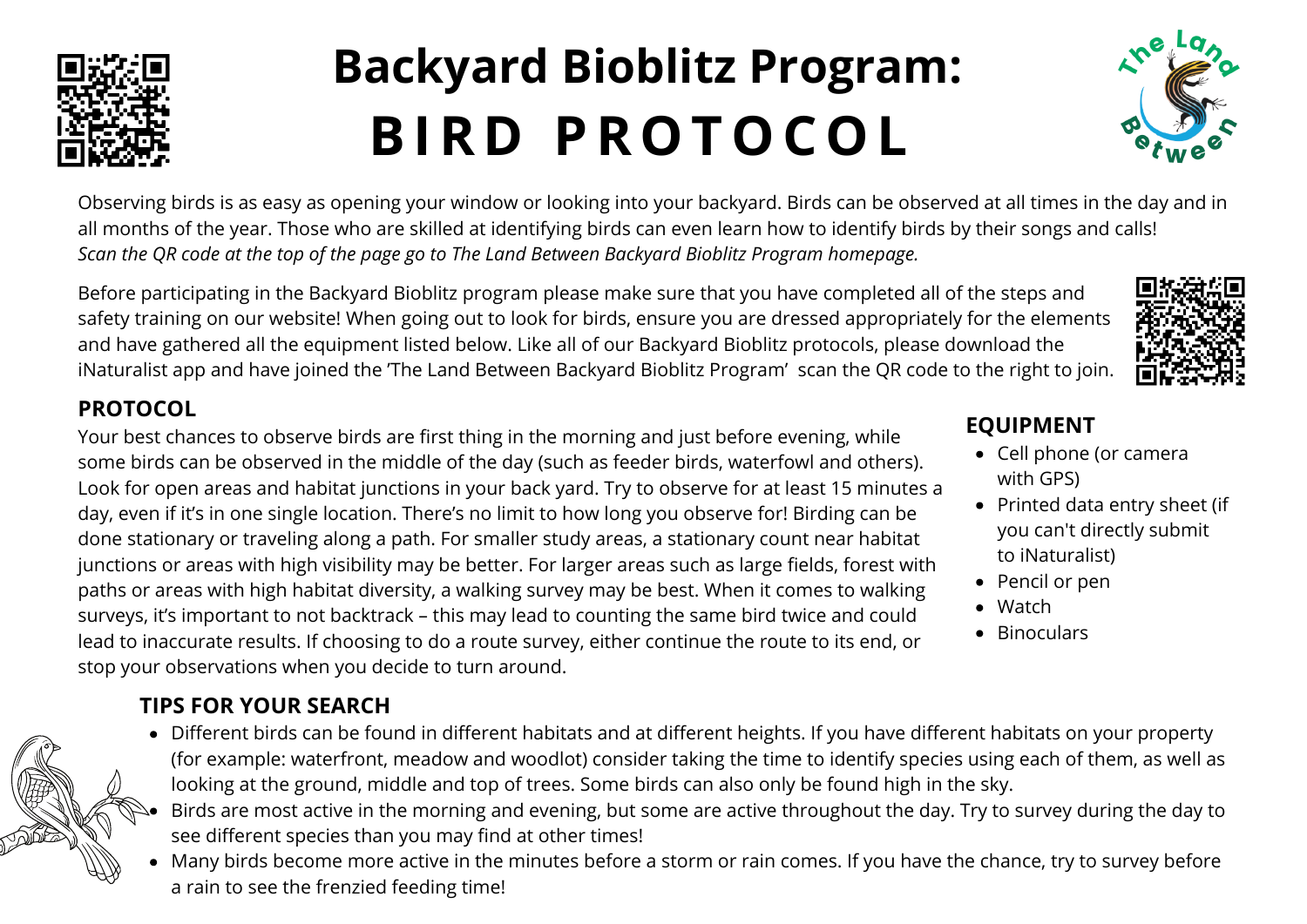# Backyard Bioblitz Program: BIRD PROTOCOL

Observing birds is as easy as opening your window or looking into your backyard. Birds can be observed at all times in the day and in all months of the year. Those who are skilled at identifying birds can even learn how to identify birds by their songs and calls!
*Scan the QR code at the top of the page go to The Land Between Backyard Bioblitz Program homepage.*

Before participating in the Backyard Bioblitz program please make sure that you have completed all of the steps and safety training on our website! When going out to look for birds, ensure you are dressed appropriately for the elements and have gathered all the equipment listed below. Like all of our Backyard Bioblitz protocols, please download the iNaturalist app and have joined the 'The Land Between Backyard Bioblitz Program' scan the QR code to the right to join.

## PROTOCOL

Your best chances to observe birds are first thing in the morning and just before evening, while some birds can be observed in the middle of the day (such as feeder birds, waterfowl and others). Look for open areas and habitat junctions in your back yard. Try to observe for at least 15 minutes a day, even if it's in one single location. There's no limit to how long you observe for! Birding can be done stationary or traveling along a path. For smaller study areas, a stationary count near habitat junctions or areas with high visibility may be better. For larger areas such as large fields, forest with paths or areas with high habitat diversity, a walking survey may be best. When it comes to walking surveys, it's important to not backtrack – this may lead to counting the same bird twice and could lead to inaccurate results. If choosing to do a route survey, either continue the route to its end, or stop your observations when you decide to turn around.

## EQUIPMENT

- Cell phone (or camera with GPS)
- Printed data entry sheet (if you can't directly submit to iNaturalist)
- Pencil or pen
- Watch
- Binoculars

## TIPS FOR YOUR SEARCH

- Different birds can be found in different habitats and at different heights. If you have different habitats on your property (for example: waterfront, meadow and woodlot) consider taking the time to identify species using each of them, as well as looking at the ground, middle and top of trees. Some birds can also only be found high in the sky.
- Birds are most active in the morning and evening, but some are active throughout the day. Try to survey during the day to see different species than you may find at other times!
- Many birds become more active in the minutes before a storm or rain comes. If you have the chance, try to survey before a rain to see the frenzied feeding time!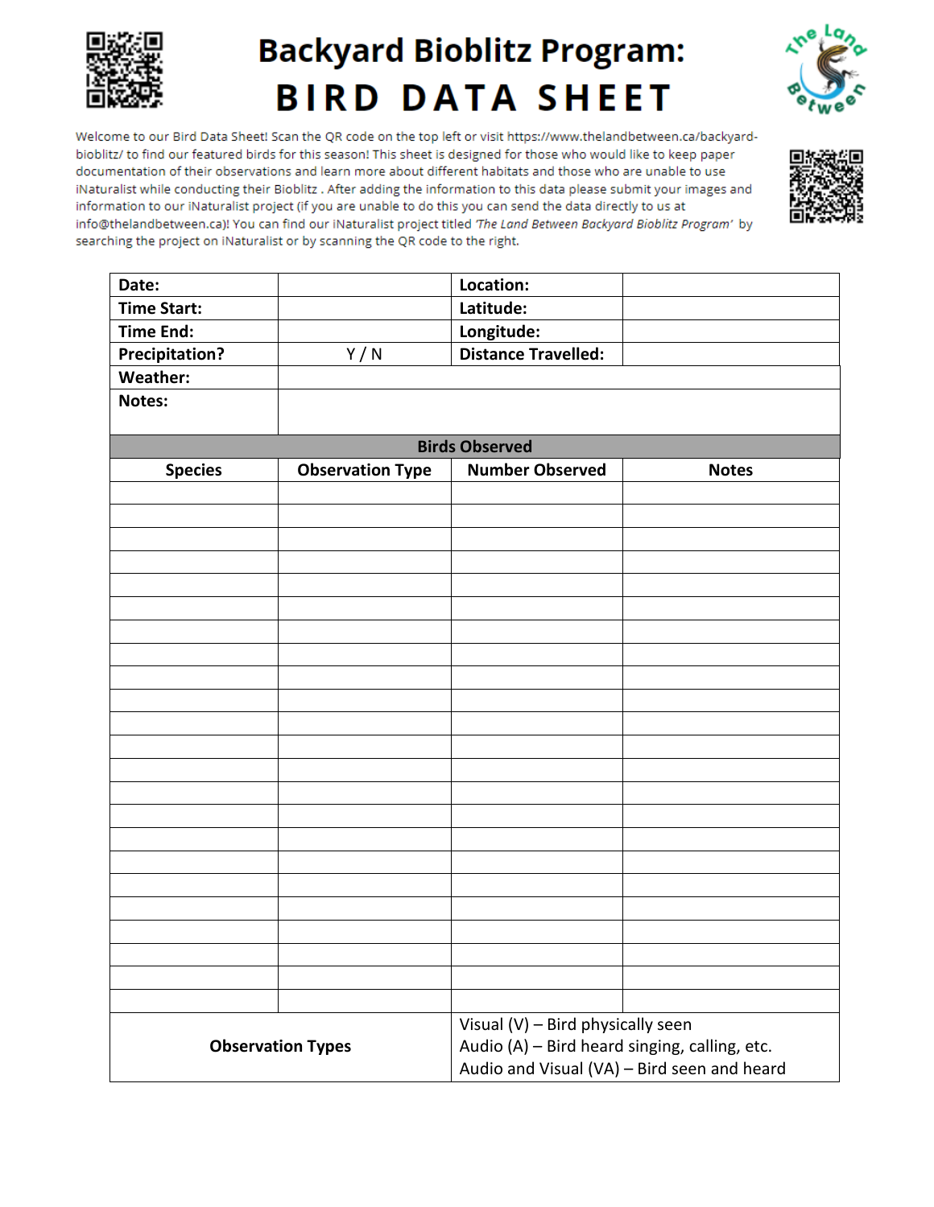# Backyard Bioblitz Program:

# BIRD DATA SHEET

Welcome to our Bird Data Sheet! Scan the QR code on the top left or visit https://www.thelandbetween.ca/backyard-bioblitz/ to find our featured birds for this season! This sheet is designed for those who would like to keep paper documentation of their observations and learn more about different habitats and those who are unable to use iNaturalist while conducting their Bioblitz . After adding the information to this data please submit your images and information to our iNaturalist project (if you are unable to do this you can send the data directly to us at info@thelandbetween.ca)! You can find our iNaturalist project titled *'The Land Between Backyard Bioblitz Program'* by searching the project on iNaturalist or by scanning the QR code to the right.

| | | | |
|---|---|---|---|
| **Date:** | | **Location:** | |
| **Time Start:** | | **Latitude:** | |
| **Time End:** | | **Longitude:** | |
| **Precipitation?** | Y / N | **Distance Travelled:** | |
| **Weather:** | | | |
| **Notes:** | | | |
| **Birds Observed** | | | |
| **Species** | **Observation Type** | **Number Observed** | **Notes** |
| | | | |
| | | | |
| | | | |
| | | | |
| | | | |
| | | | |
| | | | |
| | | | |
| | | | |
| | | | |
| | | | |
| | | | |
| | | | |
| | | | |
| | | | |
| | | | |
| | | | |
| | | | |
| | | | |
| | | | |
| | | | |
| | | | |
| | | | |
| **Observation Types** | | Visual (V) – Bird physically seen<br>Audio (A) – Bird heard singing, calling, etc.<br>Audio and Visual (VA) – Bird seen and heard | |